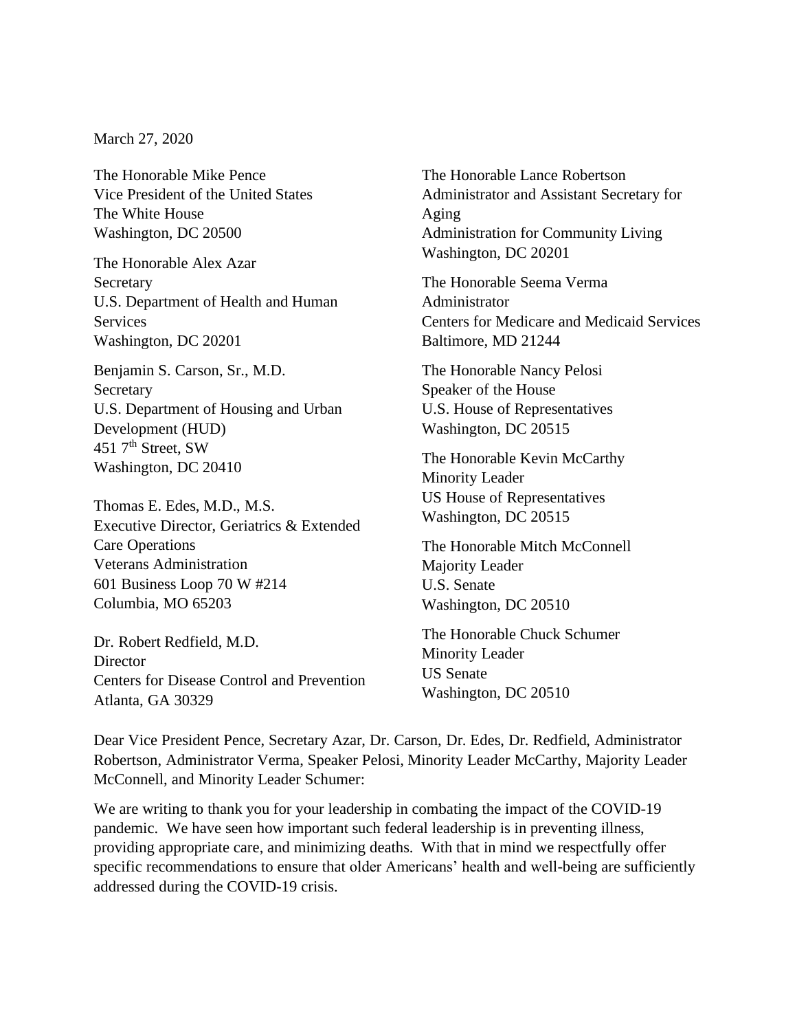March 27, 2020

The Honorable Mike Pence
Vice President of the United States
The White House
Washington, DC 20500

The Honorable Alex Azar
Secretary
U.S. Department of Health and Human Services
Washington, DC 20201

Benjamin S. Carson, Sr., M.D.
Secretary
U.S. Department of Housing and Urban Development (HUD)
451 7th Street, SW
Washington, DC 20410

Thomas E. Edes, M.D., M.S.
Executive Director, Geriatrics & Extended Care Operations
Veterans Administration
601 Business Loop 70 W #214
Columbia, MO 65203

Dr. Robert Redfield, M.D.
Director
Centers for Disease Control and Prevention
Atlanta, GA 30329

The Honorable Lance Robertson
Administrator and Assistant Secretary for Aging
Administration for Community Living
Washington, DC 20201

The Honorable Seema Verma
Administrator
Centers for Medicare and Medicaid Services
Baltimore, MD 21244

The Honorable Nancy Pelosi
Speaker of the House
U.S. House of Representatives
Washington, DC 20515

The Honorable Kevin McCarthy
Minority Leader
US House of Representatives
Washington, DC 20515

The Honorable Mitch McConnell
Majority Leader
U.S. Senate
Washington, DC 20510

The Honorable Chuck Schumer
Minority Leader
US Senate
Washington, DC 20510

Dear Vice President Pence, Secretary Azar, Dr. Carson, Dr. Edes, Dr. Redfield, Administrator Robertson, Administrator Verma, Speaker Pelosi, Minority Leader McCarthy, Majority Leader McConnell, and Minority Leader Schumer:

We are writing to thank you for your leadership in combating the impact of the COVID-19 pandemic. We have seen how important such federal leadership is in preventing illness, providing appropriate care, and minimizing deaths. With that in mind we respectfully offer specific recommendations to ensure that older Americans' health and well-being are sufficiently addressed during the COVID-19 crisis.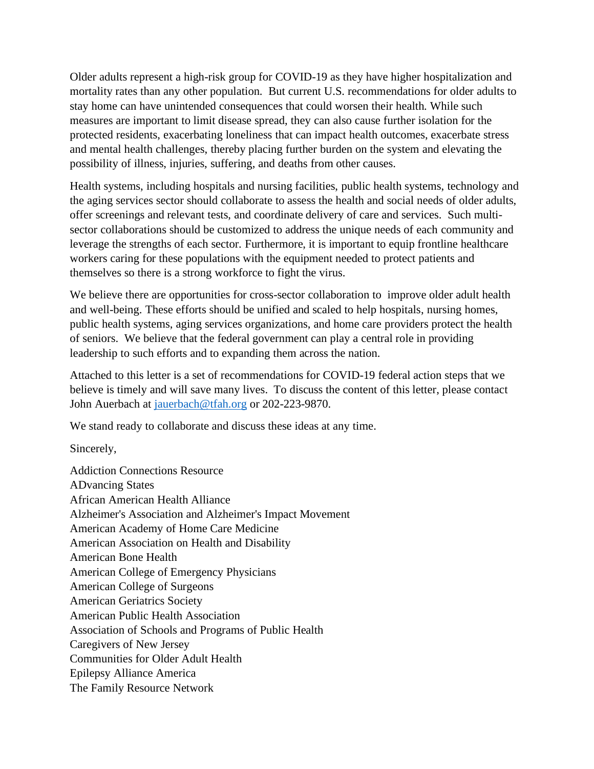Older adults represent a high-risk group for COVID-19 as they have higher hospitalization and mortality rates than any other population. But current U.S. recommendations for older adults to stay home can have unintended consequences that could worsen their health. While such measures are important to limit disease spread, they can also cause further isolation for the protected residents, exacerbating loneliness that can impact health outcomes, exacerbate stress and mental health challenges, thereby placing further burden on the system and elevating the possibility of illness, injuries, suffering, and deaths from other causes.

Health systems, including hospitals and nursing facilities, public health systems, technology and the aging services sector should collaborate to assess the health and social needs of older adults, offer screenings and relevant tests, and coordinate delivery of care and services. Such multi-sector collaborations should be customized to address the unique needs of each community and leverage the strengths of each sector. Furthermore, it is important to equip frontline healthcare workers caring for these populations with the equipment needed to protect patients and themselves so there is a strong workforce to fight the virus.

We believe there are opportunities for cross-sector collaboration to improve older adult health and well-being. These efforts should be unified and scaled to help hospitals, nursing homes, public health systems, aging services organizations, and home care providers protect the health of seniors. We believe that the federal government can play a central role in providing leadership to such efforts and to expanding them across the nation.

Attached to this letter is a set of recommendations for COVID-19 federal action steps that we believe is timely and will save many lives. To discuss the content of this letter, please contact John Auerbach at jauerbach@tfah.org or 202-223-9870.

We stand ready to collaborate and discuss these ideas at any time.

Sincerely,

Addiction Connections Resource  
ADvancing States  
African American Health Alliance  
Alzheimer's Association and Alzheimer's Impact Movement  
American Academy of Home Care Medicine  
American Association on Health and Disability  
American Bone Health  
American College of Emergency Physicians  
American College of Surgeons  
American Geriatrics Society  
American Public Health Association  
Association of Schools and Programs of Public Health  
Caregivers of New Jersey  
Communities for Older Adult Health  
Epilepsy Alliance America  
The Family Resource Network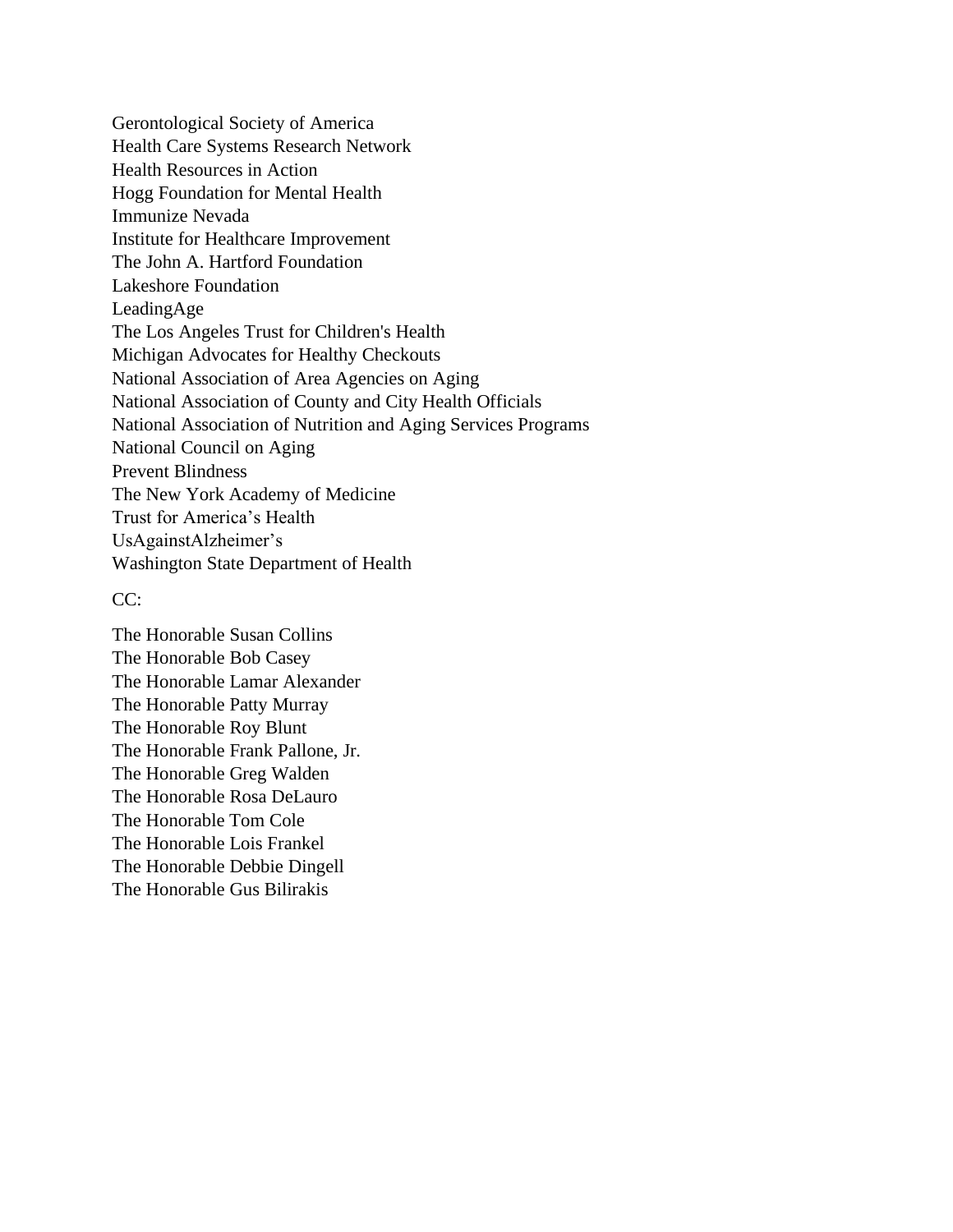Gerontological Society of America
Health Care Systems Research Network
Health Resources in Action
Hogg Foundation for Mental Health
Immunize Nevada
Institute for Healthcare Improvement
The John A. Hartford Foundation
Lakeshore Foundation
LeadingAge
The Los Angeles Trust for Children's Health
Michigan Advocates for Healthy Checkouts
National Association of Area Agencies on Aging
National Association of County and City Health Officials
National Association of Nutrition and Aging Services Programs
National Council on Aging
Prevent Blindness
The New York Academy of Medicine
Trust for America's Health
UsAgainstAlzheimer's
Washington State Department of Health

CC:

The Honorable Susan Collins
The Honorable Bob Casey
The Honorable Lamar Alexander
The Honorable Patty Murray
The Honorable Roy Blunt
The Honorable Frank Pallone, Jr.
The Honorable Greg Walden
The Honorable Rosa DeLauro
The Honorable Tom Cole
The Honorable Lois Frankel
The Honorable Debbie Dingell
The Honorable Gus Bilirakis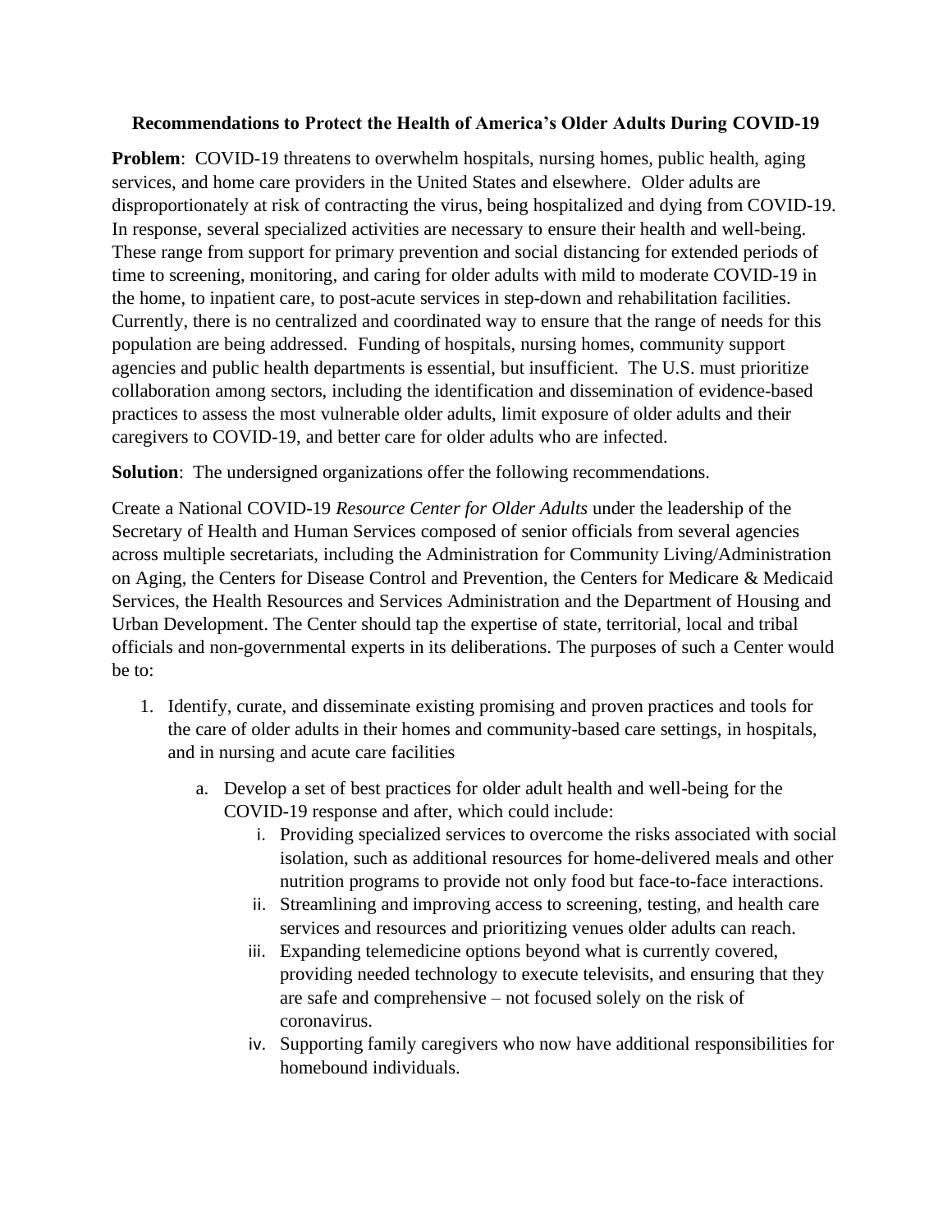**Recommendations to Protect the Health of America's Older Adults During COVID-19**

**Problem**: COVID-19 threatens to overwhelm hospitals, nursing homes, public health, aging services, and home care providers in the United States and elsewhere. Older adults are disproportionately at risk of contracting the virus, being hospitalized and dying from COVID-19. In response, several specialized activities are necessary to ensure their health and well-being. These range from support for primary prevention and social distancing for extended periods of time to screening, monitoring, and caring for older adults with mild to moderate COVID-19 in the home, to inpatient care, to post-acute services in step-down and rehabilitation facilities. Currently, there is no centralized and coordinated way to ensure that the range of needs for this population are being addressed. Funding of hospitals, nursing homes, community support agencies and public health departments is essential, but insufficient. The U.S. must prioritize collaboration among sectors, including the identification and dissemination of evidence-based practices to assess the most vulnerable older adults, limit exposure of older adults and their caregivers to COVID-19, and better care for older adults who are infected.

**Solution**: The undersigned organizations offer the following recommendations.

Create a National COVID-19 *Resource Center for Older Adults* under the leadership of the Secretary of Health and Human Services composed of senior officials from several agencies across multiple secretariats, including the Administration for Community Living/Administration on Aging, the Centers for Disease Control and Prevention, the Centers for Medicare & Medicaid Services, the Health Resources and Services Administration and the Department of Housing and Urban Development. The Center should tap the expertise of state, territorial, local and tribal officials and non-governmental experts in its deliberations. The purposes of such a Center would be to:

1. Identify, curate, and disseminate existing promising and proven practices and tools for the care of older adults in their homes and community-based care settings, in hospitals, and in nursing and acute care facilities
    a. Develop a set of best practices for older adult health and well-being for the COVID-19 response and after, which could include:
        i. Providing specialized services to overcome the risks associated with social isolation, such as additional resources for home-delivered meals and other nutrition programs to provide not only food but face-to-face interactions.
        ii. Streamlining and improving access to screening, testing, and health care services and resources and prioritizing venues older adults can reach.
        iii. Expanding telemedicine options beyond what is currently covered, providing needed technology to execute televisits, and ensuring that they are safe and comprehensive – not focused solely on the risk of coronavirus.
        iv. Supporting family caregivers who now have additional responsibilities for homebound individuals.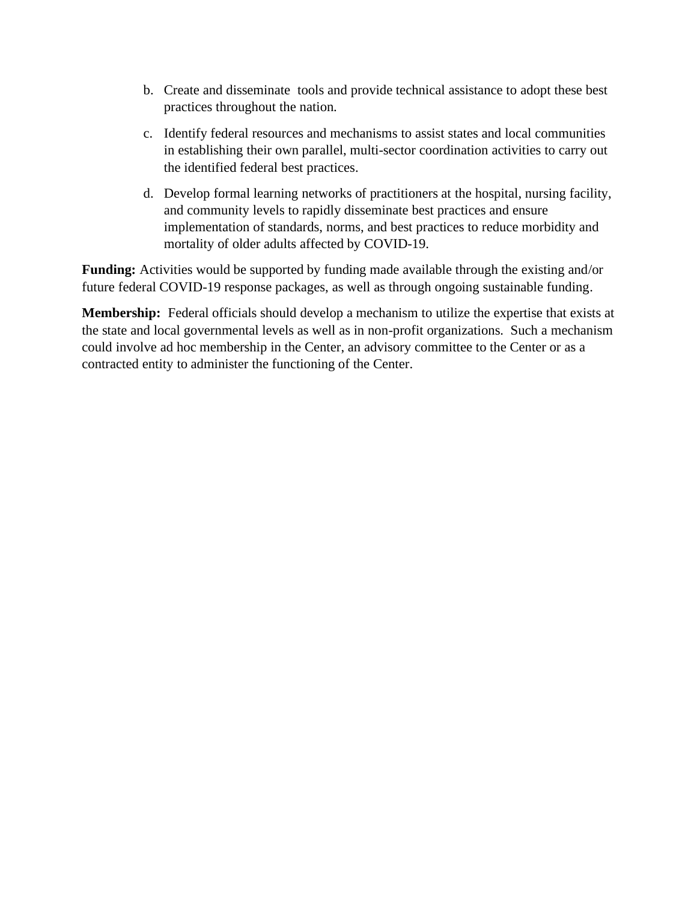b. Create and disseminate tools and provide technical assistance to adopt these best practices throughout the nation.

c. Identify federal resources and mechanisms to assist states and local communities in establishing their own parallel, multi-sector coordination activities to carry out the identified federal best practices.

d. Develop formal learning networks of practitioners at the hospital, nursing facility, and community levels to rapidly disseminate best practices and ensure implementation of standards, norms, and best practices to reduce morbidity and mortality of older adults affected by COVID-19.

**Funding:** Activities would be supported by funding made available through the existing and/or future federal COVID-19 response packages, as well as through ongoing sustainable funding.

**Membership:** Federal officials should develop a mechanism to utilize the expertise that exists at the state and local governmental levels as well as in non-profit organizations. Such a mechanism could involve ad hoc membership in the Center, an advisory committee to the Center or as a contracted entity to administer the functioning of the Center.